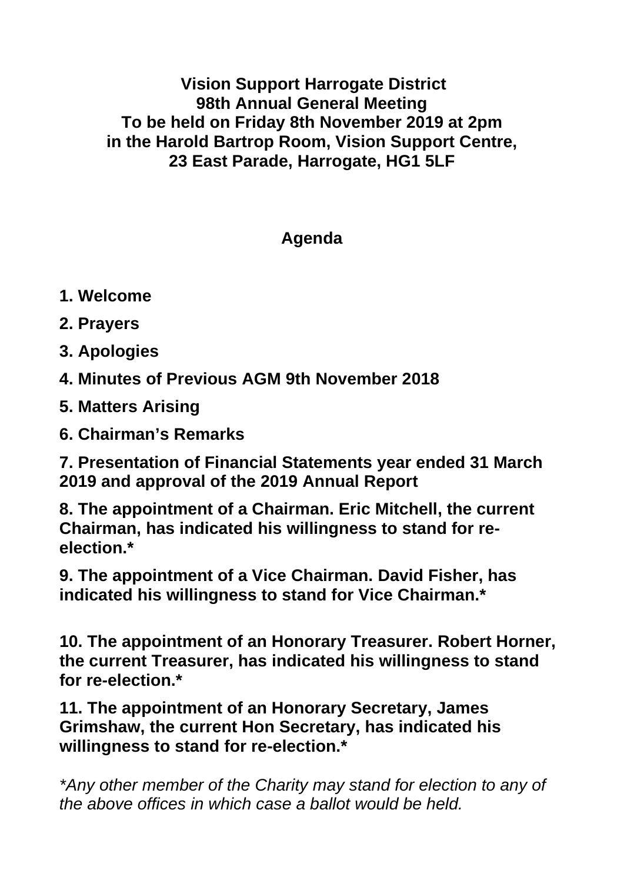**Vision Support Harrogate District**
**98th Annual General Meeting**
**To be held on Friday 8th November 2019 at 2pm**
**in the Harold Bartrop Room, Vision Support Centre,**
**23 East Parade, Harrogate, HG1 5LF**

## Agenda

**1. Welcome**

**2. Prayers**

**3. Apologies**

**4. Minutes of Previous AGM 9th November 2018**

**5. Matters Arising**

**6. Chairman's Remarks**

**7. Presentation of Financial Statements year ended 31 March 2019 and approval of the 2019 Annual Report**

**8. The appointment of a Chairman. Eric Mitchell, the current Chairman, has indicated his willingness to stand for re-election.***

**9. The appointment of a Vice Chairman. David Fisher, has indicated his willingness to stand for Vice Chairman.***

**10. The appointment of an Honorary Treasurer. Robert Horner, the current Treasurer, has indicated his willingness to stand for re-election.***

**11. The appointment of an Honorary Secretary, James Grimshaw, the current Hon Secretary, has indicated his willingness to stand for re-election.***

*\*Any other member of the Charity may stand for election to any of the above offices in which case a ballot would be held.*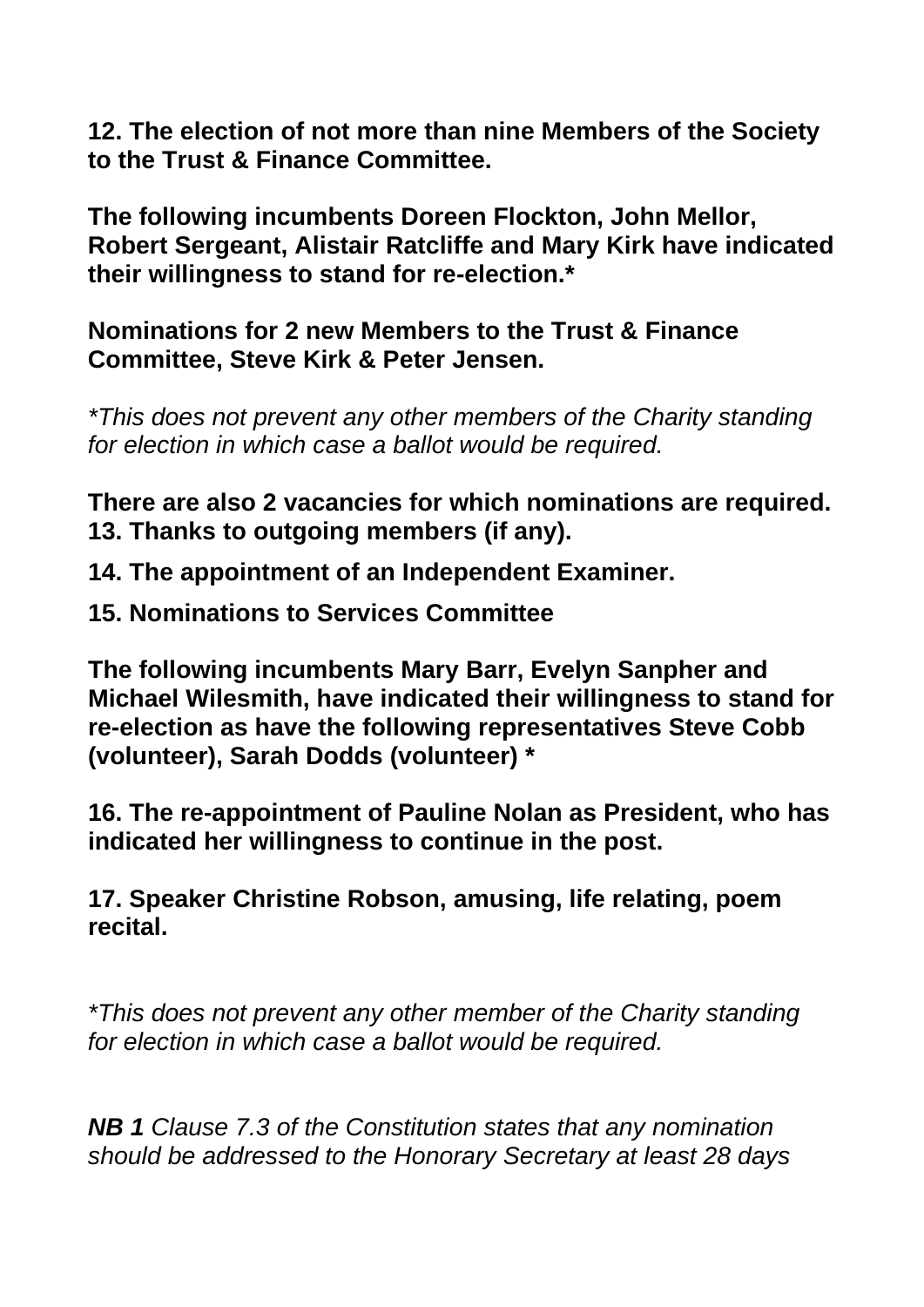**12. The election of not more than nine Members of the Society to the Trust & Finance Committee.**

**The following incumbents Doreen Flockton, John Mellor, Robert Sergeant, Alistair Ratcliffe and Mary Kirk have indicated their willingness to stand for re-election.***

**Nominations for 2 new Members to the Trust & Finance Committee, Steve Kirk & Peter Jensen.**

**This does not prevent any other members of the Charity standing for election in which case a ballot would be required.*

**There are also 2 vacancies for which nominations are required.**
**13. Thanks to outgoing members (if any).**

**14. The appointment of an Independent Examiner.**

**15. Nominations to Services Committee**

**The following incumbents Mary Barr, Evelyn Sanpher and Michael Wilesmith, have indicated their willingness to stand for re-election as have the following representatives Steve Cobb (volunteer), Sarah Dodds (volunteer) ***

**16. The re-appointment of Pauline Nolan as President, who has indicated her willingness to continue in the post.**

**17. Speaker Christine Robson, amusing, life relating, poem recital.**

**This does not prevent any other member of the Charity standing for election in which case a ballot would be required.*

***NB 1** Clause 7.3 of the Constitution states that any nomination should be addressed to the Honorary Secretary at least 28 days*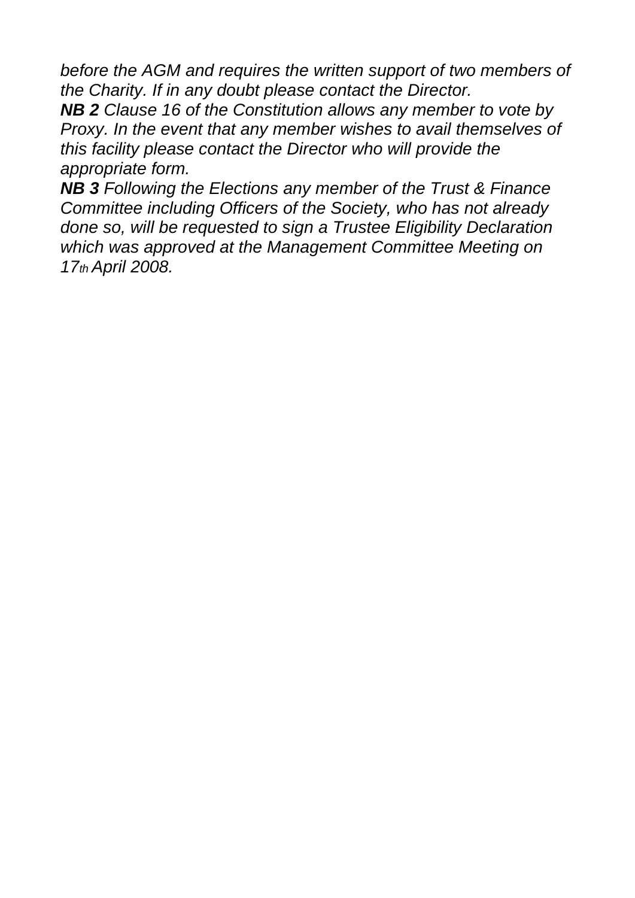*before the AGM and requires the written support of two members of the Charity. If in any doubt please contact the Director.*

***NB 2*** *Clause 16 of the Constitution allows any member to vote by Proxy. In the event that any member wishes to avail themselves of this facility please contact the Director who will provide the appropriate form.*

***NB 3*** *Following the Elections any member of the Trust & Finance Committee including Officers of the Society, who has not already done so, will be requested to sign a Trustee Eligibility Declaration which was approved at the Management Committee Meeting on 17th April 2008.*